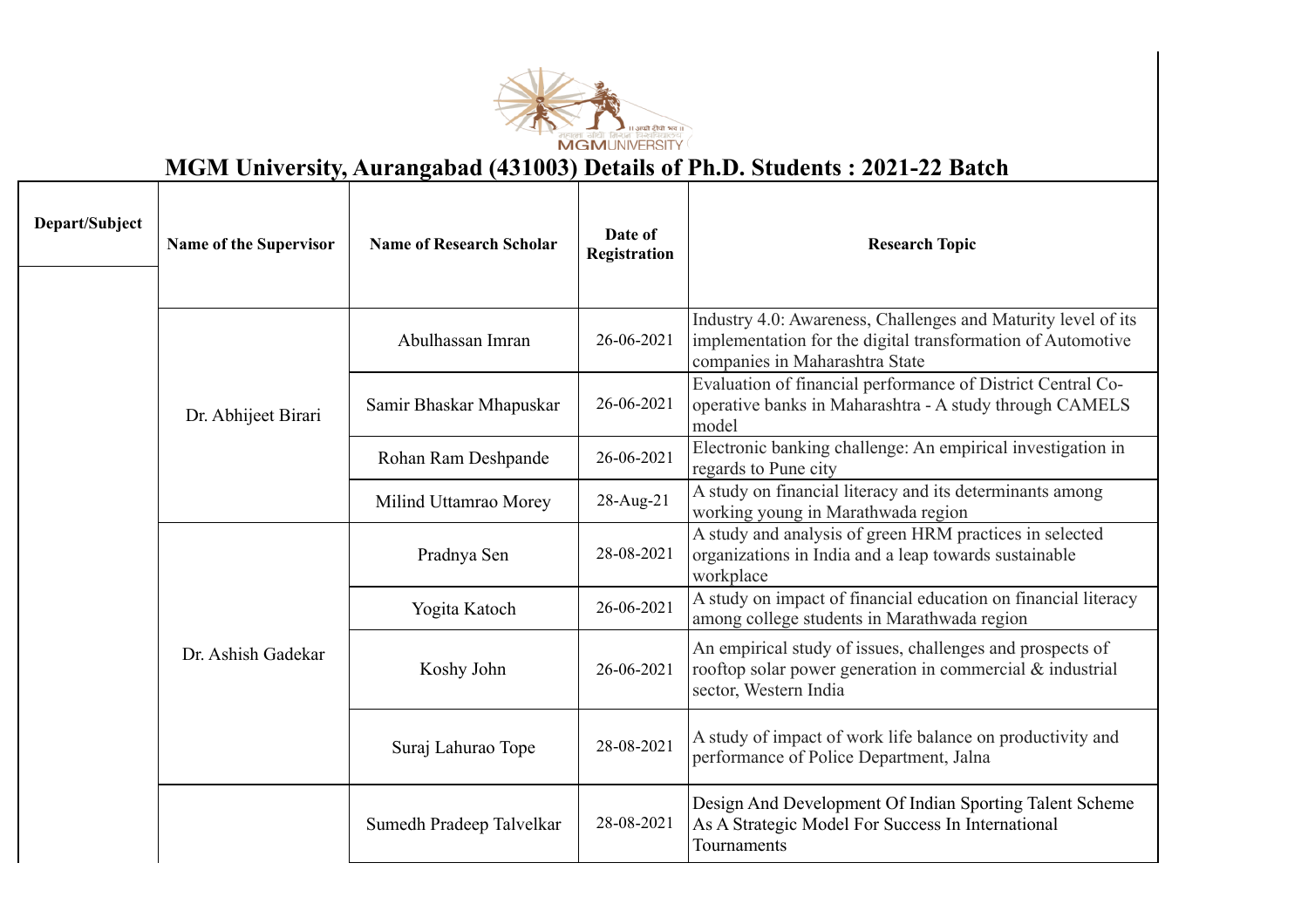# MGM University, Aurangabad (431003) Details of Ph.D. Students : 2021-22 Batch

| Depart/Subject | Name of the Supervisor | Name of Research Scholar | Date of Registration | Research Topic |
|---|---|---|---|---|
| | Dr. Abhijeet Birari | Abulhassan Imran | 26-06-2021 | Industry 4.0: Awareness, Challenges and Maturity level of its implementation for the digital transformation of Automotive companies in Maharashtra State |
| | | Samir Bhaskar Mhapuskar | 26-06-2021 | Evaluation of financial performance of District Central Co-operative banks in Maharashtra - A study through CAMELS model |
| | | Rohan Ram Deshpande | 26-06-2021 | Electronic banking challenge: An empirical investigation in regards to Pune city |
| | | Milind Uttamrao Morey | 28-Aug-21 | A study on financial literacy and its determinants among working young in Marathwada region |
| | Dr. Ashish Gadekar | Pradnya Sen | 28-08-2021 | A study and analysis of green HRM practices in selected organizations in India and a leap towards sustainable workplace |
| | | Yogita Katoch | 26-06-2021 | A study on impact of financial education on financial literacy among college students in Marathwada region |
| | | Koshy John | 26-06-2021 | An empirical study of issues, challenges and prospects of rooftop solar power generation in commercial & industrial sector, Western India |
| | | Suraj Lahurao Tope | 28-08-2021 | A study of impact of work life balance on productivity and performance of Police Department, Jalna |
| | | Sumedh Pradeep Talvelkar | 28-08-2021 | Design And Development Of Indian Sporting Talent Scheme As A Strategic Model For Success In International Tournaments |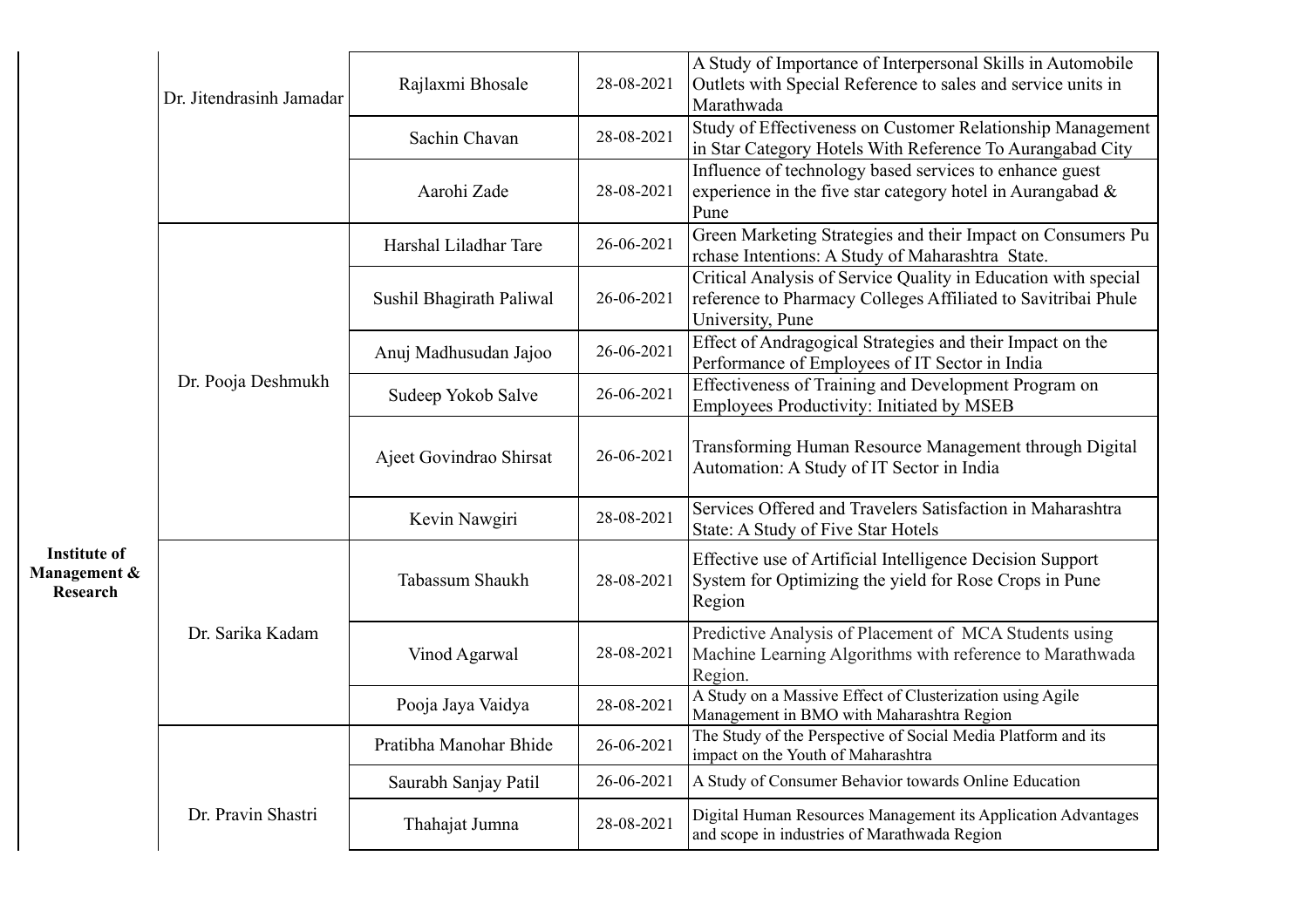| | | | | |
|---|---|---|---|---|
| Institute of Management & Research | Dr. Jitendrasinh Jamadar | Rajlaxmi Bhosale | 28-08-2021 | A Study of Importance of Interpersonal Skills in Automobile Outlets with Special Reference to sales and service units in Marathwada |
| | | Sachin Chavan | 28-08-2021 | Study of Effectiveness on Customer Relationship Management in Star Category Hotels With Reference To Aurangabad City |
| | | Aarohi Zade | 28-08-2021 | Influence of technology based services to enhance guest experience in the five star category hotel in Aurangabad & Pune |
| | Dr. Pooja Deshmukh | Harshal Liladhar Tare | 26-06-2021 | Green Marketing Strategies and their Impact on Consumers Pu rchase Intentions: A Study of Maharashtra State. |
| | | Sushil Bhagirath Paliwal | 26-06-2021 | Critical Analysis of Service Quality in Education with special reference to Pharmacy Colleges Affiliated to Savitribai Phule University, Pune |
| | | Anuj Madhusudan Jajoo | 26-06-2021 | Effect of Andragogical Strategies and their Impact on the Performance of Employees of IT Sector in India |
| | | Sudeep Yokob Salve | 26-06-2021 | Effectiveness of Training and Development Program on Employees Productivity: Initiated by MSEB |
| | | Ajeet Govindrao Shirsat | 26-06-2021 | Transforming Human Resource Management through Digital Automation: A Study of IT Sector in India |
| | | Kevin Nawgiri | 28-08-2021 | Services Offered and Travelers Satisfaction in Maharashtra State: A Study of Five Star Hotels |
| | Dr. Sarika Kadam | Tabassum Shaukh | 28-08-2021 | Effective use of Artificial Intelligence Decision Support System for Optimizing the yield for Rose Crops in Pune Region |
| | | Vinod Agarwal | 28-08-2021 | Predictive Analysis of Placement of MCA Students using Machine Learning Algorithms with reference to Marathwada Region. |
| | | Pooja Jaya Vaidya | 28-08-2021 | A Study on a Massive Effect of Clusterization using Agile Management in BMO with Maharashtra Region |
| | Dr. Pravin Shastri | Pratibha Manohar Bhide | 26-06-2021 | The Study of the Perspective of Social Media Platform and its impact on the Youth of Maharashtra |
| | | Saurabh Sanjay Patil | 26-06-2021 | A Study of Consumer Behavior towards Online Education |
| | | Thahajat Jumna | 28-08-2021 | Digital Human Resources Management its Application Advantages and scope in industries of Marathwada Region |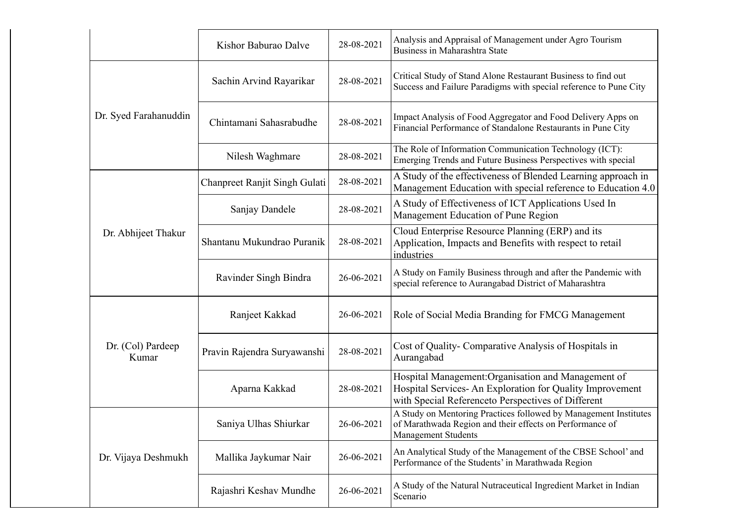| | | | |
|---|---|---|---|
| | Kishor Baburao Dalve | 28-08-2021 | Analysis and Appraisal of Management under Agro Tourism Business in Maharashtra State |
| Dr. Syed Farahanuddin | Sachin Arvind Rayarikar | 28-08-2021 | Critical Study of Stand Alone Restaurant Business to find out Success and Failure Paradigms with special reference to Pune City |
| | Chintamani Sahasrabudhe | 28-08-2021 | Impact Analysis of Food Aggregator and Food Delivery Apps on Financial Performance of Standalone Restaurants in Pune City |
| | Nilesh Waghmare | 28-08-2021 | The Role of Information Communication Technology (ICT): Emerging Trends and Future Business Perspectives with special |
| Dr. Abhijeet Thakur | Chanpreet Ranjit Singh Gulati | 28-08-2021 | A Study of the effectiveness of Blended Learning approach in Management Education with special reference to Education 4.0 |
| | Sanjay Dandele | 28-08-2021 | A Study of Effectiveness of ICT Applications Used In Management Education of Pune Region |
| | Shantanu Mukundrao Puranik | 28-08-2021 | Cloud Enterprise Resource Planning (ERP) and its Application, Impacts and Benefits with respect to retail industries |
| | Ravinder Singh Bindra | 26-06-2021 | A Study on Family Business through and after the Pandemic with special reference to Aurangabad District of Maharashtra |
| Dr. (Col) Pardeep Kumar | Ranjeet Kakkad | 26-06-2021 | Role of Social Media Branding for FMCG Management |
| | Pravin Rajendra Suryawanshi | 28-08-2021 | Cost of Quality- Comparative Analysis of Hospitals in Aurangabad |
| | Aparna Kakkad | 28-08-2021 | Hospital Management:Organisation and Management of Hospital Services- An Exploration for Quality Improvement with Special Referenceto Perspectives of Different |
| Dr. Vijaya Deshmukh | Saniya Ulhas Shiurkar | 26-06-2021 | A Study on Mentoring Practices followed by Management Institutes of Marathwada Region and their effects on Performance of Management Students |
| | Mallika Jaykumar Nair | 26-06-2021 | An Analytical Study of the Management of the CBSE School' and Performance of the Students' in Marathwada Region |
| | Rajashri Keshav Mundhe | 26-06-2021 | A Study of the Natural Nutraceutical Ingredient Market in Indian Scenario |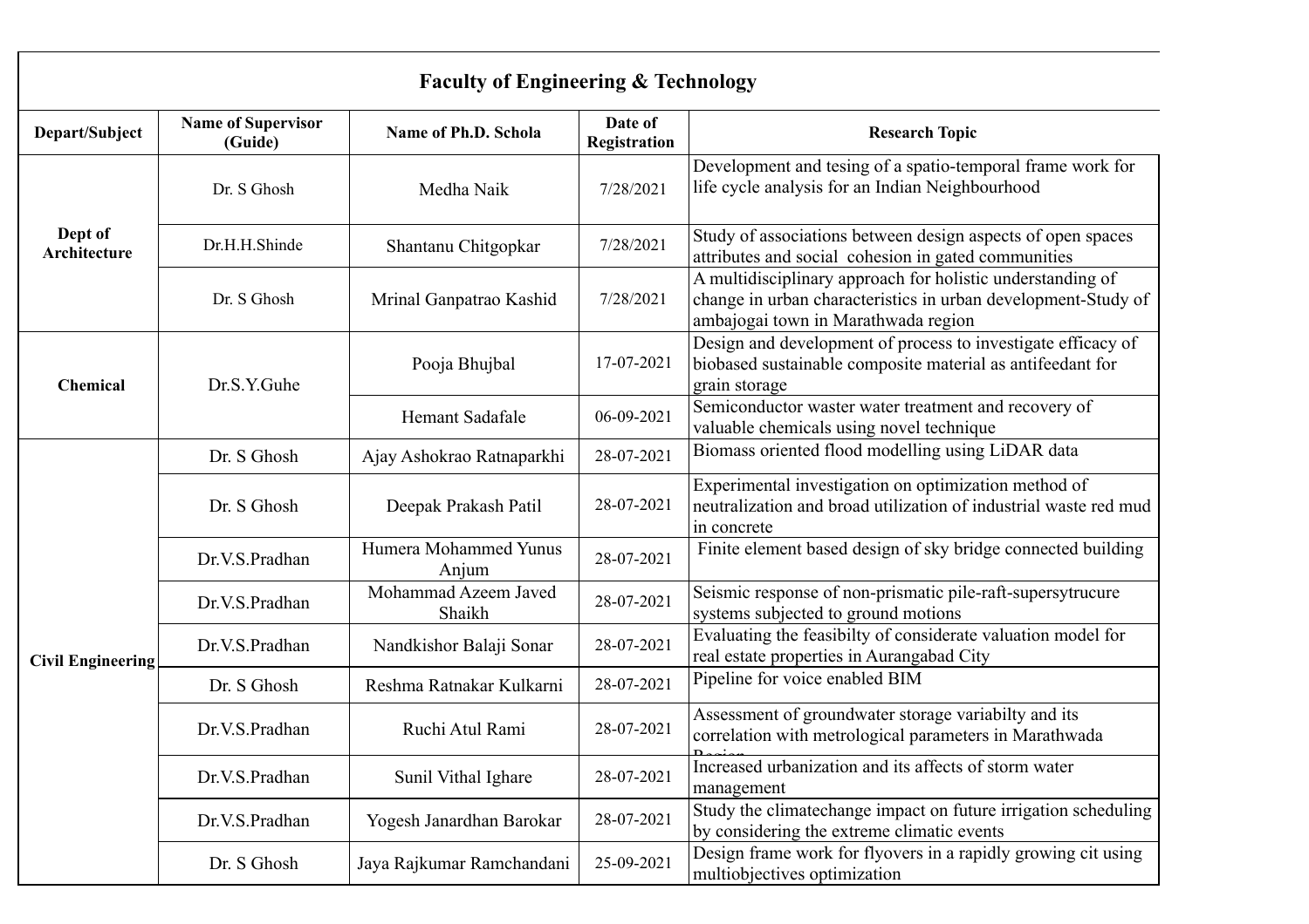## Faculty of Engineering & Technology

| Depart/Subject | Name of Supervisor (Guide) | Name of Ph.D. Schola | Date of Registration | Research Topic |
|---|---|---|---|---|
| Dept of Architecture | Dr. S Ghosh | Medha Naik | 7/28/2021 | Development and tesing of a spatio-temporal frame work for life cycle analysis for an Indian Neighbourhood |
| | Dr.H.H.Shinde | Shantanu Chitgopkar | 7/28/2021 | Study of associations between design aspects of open spaces attributes and social cohesion in gated communities |
| | Dr. S Ghosh | Mrinal Ganpatrao Kashid | 7/28/2021 | A multidisciplinary approach for holistic understanding of change in urban characteristics in urban development-Study of ambajogai town in Marathwada region |
| Chemical | Dr.S.Y.Guhe | Pooja Bhujbal | 17-07-2021 | Design and development of process to investigate efficacy of biobased sustainable composite material as antifeedant for grain storage |
| | | Hemant Sadafale | 06-09-2021 | Semiconductor waster water treatment and recovery of valuable chemicals using novel technique |
| Civil Engineering | Dr. S Ghosh | Ajay Ashokrao Ratnaparkhi | 28-07-2021 | Biomass oriented flood modelling using LiDAR data |
| | Dr. S Ghosh | Deepak Prakash Patil | 28-07-2021 | Experimental investigation on optimization method of neutralization and broad utilization of industrial waste red mud in concrete |
| | Dr.V.S.Pradhan | Humera Mohammed Yunus Anjum | 28-07-2021 | Finite element based design of sky bridge connected building |
| | Dr.V.S.Pradhan | Mohammad Azeem Javed Shaikh | 28-07-2021 | Seismic response of non-prismatic pile-raft-supersytrucure systems subjected to ground motions |
| | Dr.V.S.Pradhan | Nandkishor Balaji Sonar | 28-07-2021 | Evaluating the feasibilty of considerate valuation model for real estate properties in Aurangabad City |
| | Dr. S Ghosh | Reshma Ratnakar Kulkarni | 28-07-2021 | Pipeline for voice enabled BIM |
| | Dr.V.S.Pradhan | Ruchi Atul Rami | 28-07-2021 | Assessment of groundwater storage variabilty and its correlation with metrological parameters in Marathwada Region |
| | Dr.V.S.Pradhan | Sunil Vithal Ighare | 28-07-2021 | Increased urbanization and its affects of storm water management |
| | Dr.V.S.Pradhan | Yogesh Janardhan Barokar | 28-07-2021 | Study the climatechange impact on future irrigation scheduling by considering the extreme climatic events |
| | Dr. S Ghosh | Jaya Rajkumar Ramchandani | 25-09-2021 | Design frame work for flyovers in a rapidly growing cit using multiobjectives optimization |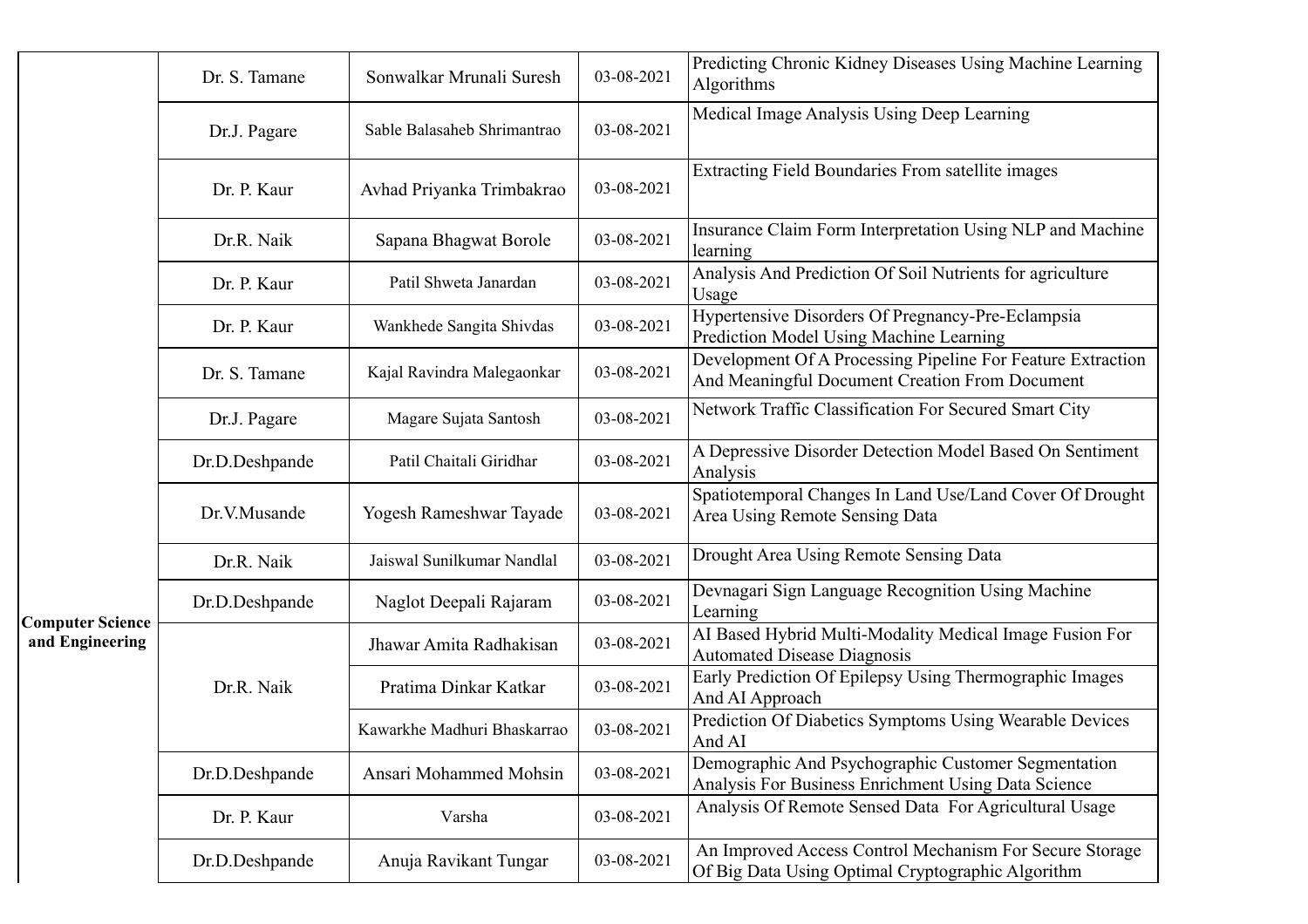| | | | | |
|---|---|---|---|---|
| Computer Science and Engineering | Dr. S. Tamane | Sonwalkar Mrunali Suresh | 03-08-2021 | Predicting Chronic Kidney Diseases Using Machine Learning Algorithms |
| | Dr.J. Pagare | Sable Balasaheb Shrimantrao | 03-08-2021 | Medical Image Analysis Using Deep Learning |
| | Dr. P. Kaur | Avhad Priyanka Trimbakrao | 03-08-2021 | Extracting Field Boundaries From satellite images |
| | Dr.R. Naik | Sapana Bhagwat Borole | 03-08-2021 | Insurance Claim Form Interpretation Using NLP and Machine learning |
| | Dr. P. Kaur | Patil Shweta Janardan | 03-08-2021 | Analysis And Prediction Of Soil Nutrients for agriculture Usage |
| | Dr. P. Kaur | Wankhede Sangita Shivdas | 03-08-2021 | Hypertensive Disorders Of Pregnancy-Pre-Eclampsia Prediction Model Using Machine Learning |
| | Dr. S. Tamane | Kajal Ravindra Malegaonkar | 03-08-2021 | Development Of A Processing Pipeline For Feature Extraction And Meaningful Document Creation From Document |
| | Dr.J. Pagare | Magare Sujata Santosh | 03-08-2021 | Network Traffic Classification For Secured Smart City |
| | Dr.D.Deshpande | Patil Chaitali Giridhar | 03-08-2021 | A Depressive Disorder Detection Model Based On Sentiment Analysis |
| | Dr.V.Musande | Yogesh Rameshwar Tayade | 03-08-2021 | Spatiotemporal Changes In Land Use/Land Cover Of Drought Area Using Remote Sensing Data |
| | Dr.R. Naik | Jaiswal Sunilkumar Nandlal | 03-08-2021 | Drought Area Using Remote Sensing Data |
| | Dr.D.Deshpande | Naglot Deepali Rajaram | 03-08-2021 | Devnagari Sign Language Recognition Using Machine Learning |
| | Dr.R. Naik | Jhawar Amita Radhakisan | 03-08-2021 | AI Based Hybrid Multi-Modality Medical Image Fusion For Automated Disease Diagnosis |
| | | Pratima Dinkar Katkar | 03-08-2021 | Early Prediction Of Epilepsy Using Thermographic Images And AI Approach |
| | | Kawarkhe Madhuri Bhaskarrao | 03-08-2021 | Prediction Of Diabetics Symptoms Using Wearable Devices And AI |
| | Dr.D.Deshpande | Ansari Mohammed Mohsin | 03-08-2021 | Demographic And Psychographic Customer Segmentation Analysis For Business Enrichment Using Data Science |
| | Dr. P. Kaur | Varsha | 03-08-2021 | Analysis Of Remote Sensed Data For Agricultural Usage |
| | Dr.D.Deshpande | Anuja Ravikant Tungar | 03-08-2021 | An Improved Access Control Mechanism For Secure Storage Of Big Data Using Optimal Cryptographic Algorithm |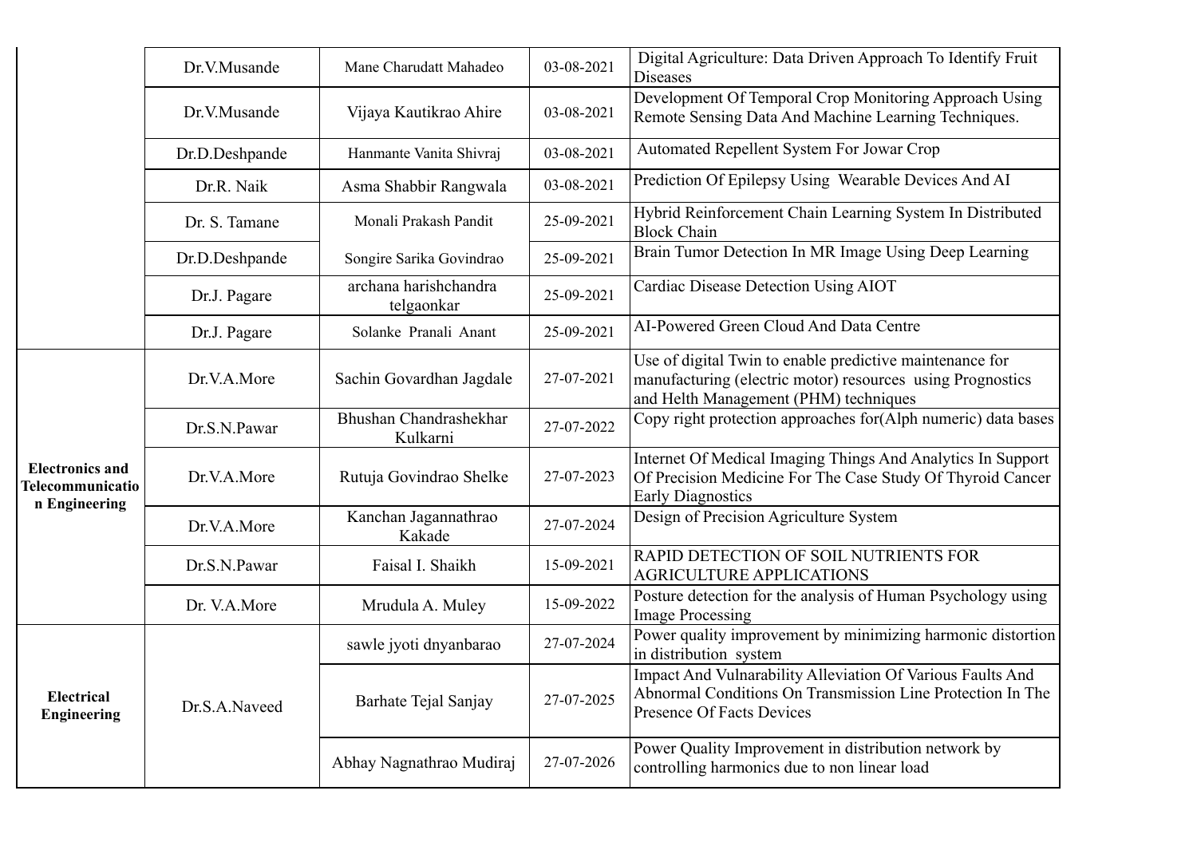| | | | | |
|---|---|---|---|---|
| | Dr.V.Musande | Mane Charudatt Mahadeo | 03-08-2021 | Digital Agriculture: Data Driven Approach To Identify Fruit Diseases |
| | Dr.V.Musande | Vijaya Kautikrao Ahire | 03-08-2021 | Development Of Temporal Crop Monitoring Approach Using Remote Sensing Data And Machine Learning Techniques. |
| | Dr.D.Deshpande | Hanmante Vanita Shivraj | 03-08-2021 | Automated Repellent System For Jowar Crop |
| | Dr.R. Naik | Asma Shabbir Rangwala | 03-08-2021 | Prediction Of Epilepsy Using Wearable Devices And AI |
| | Dr. S. Tamane | Monali Prakash Pandit | 25-09-2021 | Hybrid Reinforcement Chain Learning System In Distributed Block Chain |
| | Dr.D.Deshpande | Songire Sarika Govindrao | 25-09-2021 | Brain Tumor Detection In MR Image Using Deep Learning |
| | Dr.J. Pagare | archana harishchandra telgaonkar | 25-09-2021 | Cardiac Disease Detection Using AIOT |
| | Dr.J. Pagare | Solanke Pranali Anant | 25-09-2021 | AI-Powered Green Cloud And Data Centre |
| Electronics and Telecommunication Engineering | Dr.V.A.More | Sachin Govardhan Jagdale | 27-07-2021 | Use of digital Twin to enable predictive maintenance for manufacturing (electric motor) resources using Prognostics and Helth Management (PHM) techniques |
| | Dr.S.N.Pawar | Bhushan Chandrashekhar Kulkarni | 27-07-2022 | Copy right protection approaches for(Alph numeric) data bases |
| | Dr.V.A.More | Rutuja Govindrao Shelke | 27-07-2023 | Internet Of Medical Imaging Things And Analytics In Support Of Precision Medicine For The Case Study Of Thyroid Cancer Early Diagnostics |
| | Dr.V.A.More | Kanchan Jagannathrao Kakade | 27-07-2024 | Design of Precision Agriculture System |
| | Dr.S.N.Pawar | Faisal I. Shaikh | 15-09-2021 | RAPID DETECTION OF SOIL NUTRIENTS FOR AGRICULTURE APPLICATIONS |
| | Dr. V.A.More | Mrudula A. Muley | 15-09-2022 | Posture detection for the analysis of Human Psychology using Image Processing |
| Electrical Engineering | Dr.S.A.Naveed | sawle jyoti dnyanbarao | 27-07-2024 | Power quality improvement by minimizing harmonic distortion in distribution system |
| | | Barhate Tejal Sanjay | 27-07-2025 | Impact And Vulnarability Alleviation Of Various Faults And Abnormal Conditions On Transmission Line Protection In The Presence Of Facts Devices |
| | | Abhay Nagnathrao Mudiraj | 27-07-2026 | Power Quality Improvement in distribution network by controlling harmonics due to non linear load |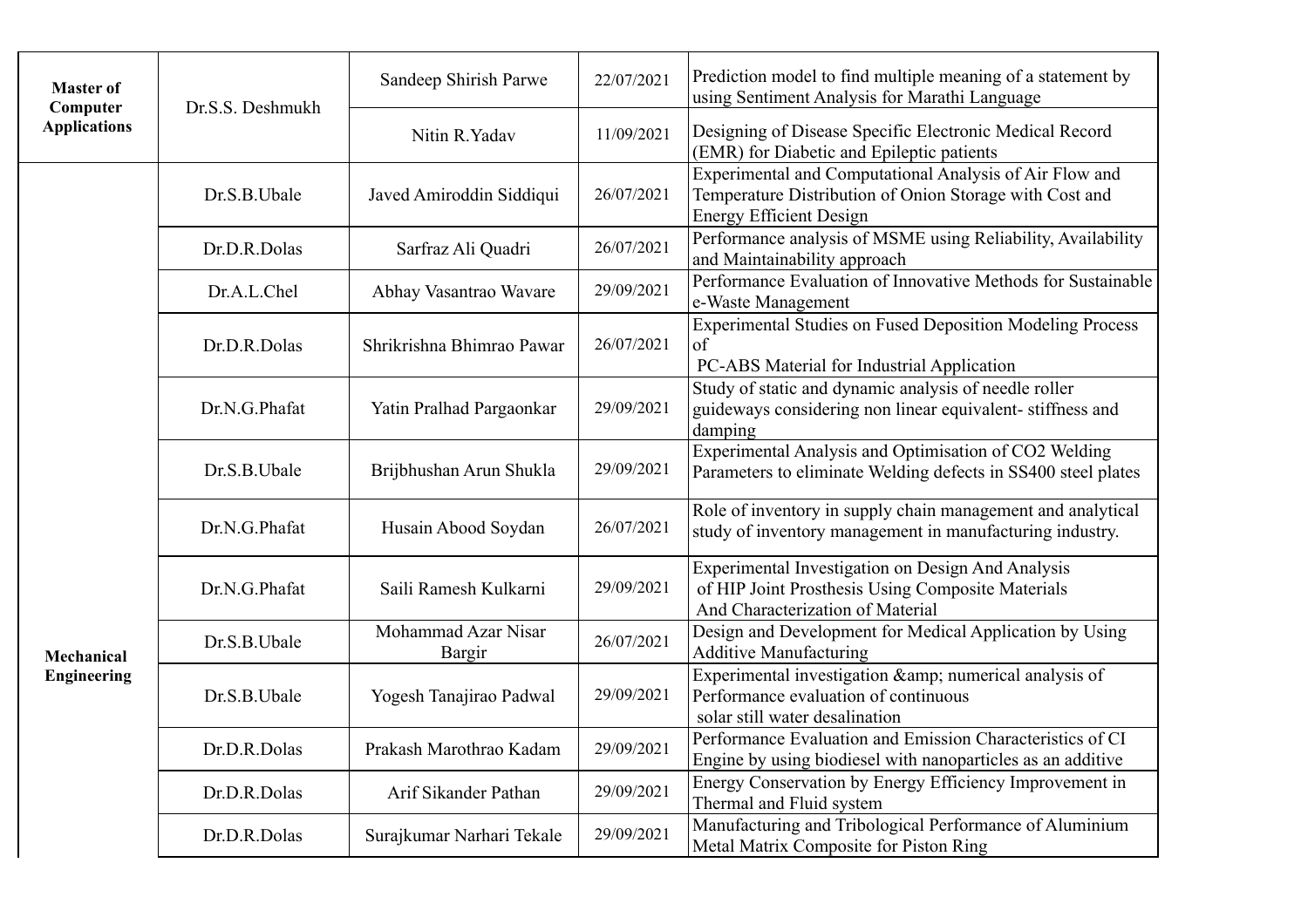| | | | | |
|---|---|---|---|---|
| Master of Computer Applications | Dr.S.S. Deshmukh | Sandeep Shirish Parwe | 22/07/2021 | Prediction model to find multiple meaning of a statement by using Sentiment Analysis for Marathi Language |
| | | Nitin R.Yadav | 11/09/2021 | Designing of Disease Specific Electronic Medical Record (EMR) for Diabetic and Epileptic patients |
| Mechanical Engineering | Dr.S.B.Ubale | Javed Amiroddin Siddiqui | 26/07/2021 | Experimental and Computational Analysis of Air Flow and Temperature Distribution of Onion Storage with Cost and Energy Efficient Design |
| | Dr.D.R.Dolas | Sarfraz Ali Quadri | 26/07/2021 | Performance analysis of MSME using Reliability, Availability and Maintainability approach |
| | Dr.A.L.Chel | Abhay Vasantrao Waware | 29/09/2021 | Performance Evaluation of Innovative Methods for Sustainable e-Waste Management |
| | Dr.D.R.Dolas | Shrikrishna Bhimrao Pawar | 26/07/2021 | Experimental Studies on Fused Deposition Modeling Process of PC-ABS Material for Industrial Application |
| | Dr.N.G.Phafat | Yatin Pralhad Pargaonkar | 29/09/2021 | Study of static and dynamic analysis of needle roller guideways considering non linear equivalent- stiffness and damping |
| | Dr.S.B.Ubale | Brijbhushan Arun Shukla | 29/09/2021 | Experimental Analysis and Optimisation of CO2 Welding Parameters to eliminate Welding defects in SS400 steel plates |
| | Dr.N.G.Phafat | Husain Abood Soydan | 26/07/2021 | Role of inventory in supply chain management and analytical study of inventory management in manufacturing industry. |
| | Dr.N.G.Phafat | Saili Ramesh Kulkarni | 29/09/2021 | Experimental Investigation on Design And Analysis of HIP Joint Prosthesis Using Composite Materials And Characterization of Material |
| | Dr.S.B.Ubale | Mohammad Azar Nisar Bargir | 26/07/2021 | Design and Development for Medical Application by Using Additive Manufacturing |
| | Dr.S.B.Ubale | Yogesh Tanajirao Padwal | 29/09/2021 | Experimental investigation &amp; numerical analysis of Performance evaluation of continuous solar still water desalination |
| | Dr.D.R.Dolas | Prakash Marothrao Kadam | 29/09/2021 | Performance Evaluation and Emission Characteristics of CI Engine by using biodiesel with nanoparticles as an additive |
| | Dr.D.R.Dolas | Arif Sikander Pathan | 29/09/2021 | Energy Conservation by Energy Efficiency Improvement in Thermal and Fluid system |
| | Dr.D.R.Dolas | Surajkumar Narhari Tekale | 29/09/2021 | Manufacturing and Tribological Performance of Aluminium Metal Matrix Composite for Piston Ring |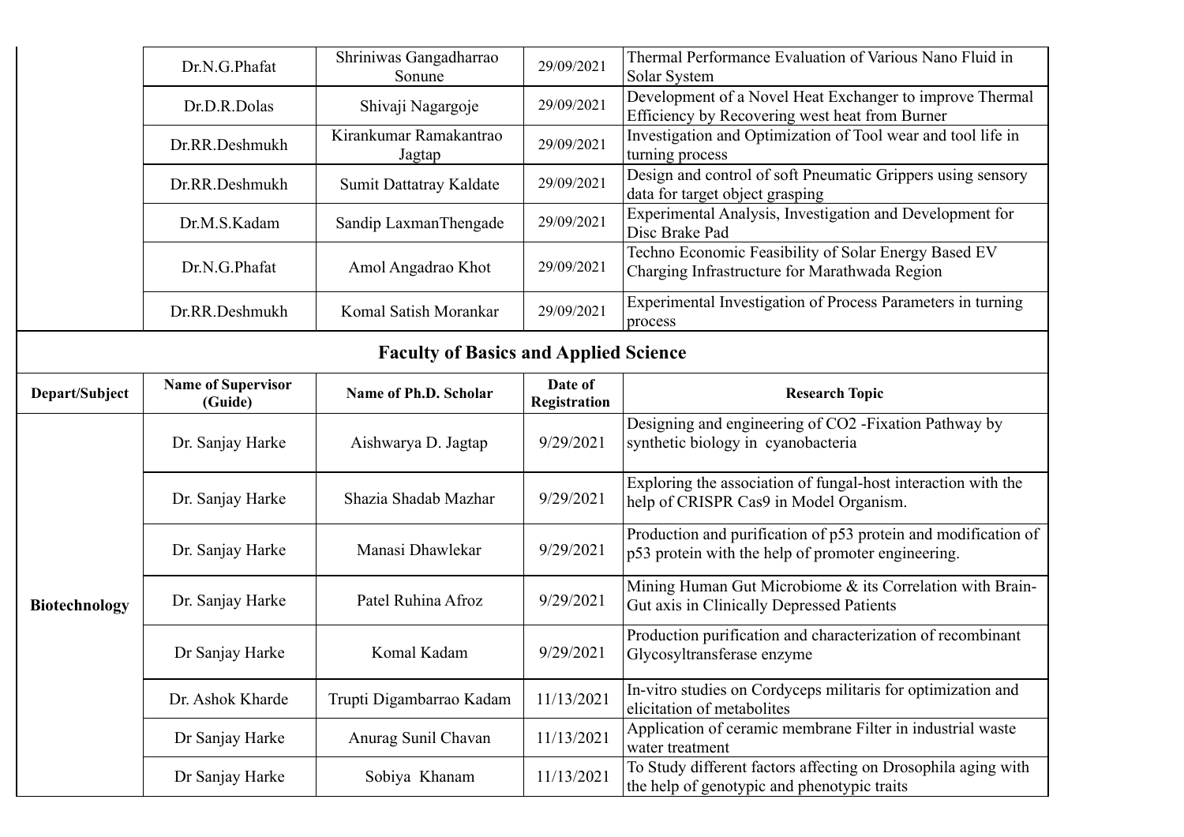| | Dr.N.G.Phafat | Shriniwas Gangadharrao Sonune | 29/09/2021 | Thermal Performance Evaluation of Various Nano Fluid in Solar System |
|---|---|---|---|---|
| | Dr.D.R.Dolas | Shivaji Nagargoje | 29/09/2021 | Development of a Novel Heat Exchanger to improve Thermal Efficiency by Recovering west heat from Burner |
| | Dr.RR.Deshmukh | Kirankumar Ramakantrao Jagtap | 29/09/2021 | Investigation and Optimization of Tool wear and tool life in turning process |
| | Dr.RR.Deshmukh | Sumit Dattatray Kaldate | 29/09/2021 | Design and control of soft Pneumatic Grippers using sensory data for target object grasping |
| | Dr.M.S.Kadam | Sandip LaxmanThengade | 29/09/2021 | Experimental Analysis, Investigation and Development for Disc Brake Pad |
| | Dr.N.G.Phafat | Amol Angadrao Khot | 29/09/2021 | Techno Economic Feasibility of Solar Energy Based EV Charging Infrastructure for Marathwada Region |
| | Dr.RR.Deshmukh | Komal Satish Morankar | 29/09/2021 | Experimental Investigation of Process Parameters in turning process |

## Faculty of Basics and Applied Science

| Depart/Subject | Name of Supervisor (Guide) | Name of Ph.D. Scholar | Date of Registration | Research Topic |
|---|---|---|---|---|
| Biotechnology | Dr. Sanjay Harke | Aishwarya D. Jagtap | 9/29/2021 | Designing and engineering of CO2 -Fixation Pathway by synthetic biology in cyanobacteria |
| | Dr. Sanjay Harke | Shazia Shadab Mazhar | 9/29/2021 | Exploring the association of fungal-host interaction with the help of CRISPR Cas9 in Model Organism. |
| | Dr. Sanjay Harke | Manasi Dhawlekar | 9/29/2021 | Production and purification of p53 protein and modification of p53 protein with the help of promoter engineering. |
| | Dr. Sanjay Harke | Patel Ruhina Afroz | 9/29/2021 | Mining Human Gut Microbiome & its Correlation with Brain-Gut axis in Clinically Depressed Patients |
| | Dr Sanjay Harke | Komal Kadam | 9/29/2021 | Production purification and characterization of recombinant Glycosyltransferase enzyme |
| | Dr. Ashok Kharde | Trupti Digambarrao Kadam | 11/13/2021 | In-vitro studies on Cordyceps militaris for optimization and elicitation of metabolites |
| | Dr Sanjay Harke | Anurag Sunil Chavan | 11/13/2021 | Application of ceramic membrane Filter in industrial waste water treatment |
| | Dr Sanjay Harke | Sobiya Khanam | 11/13/2021 | To Study different factors affecting on Drosophila aging with the help of genotypic and phenotypic traits |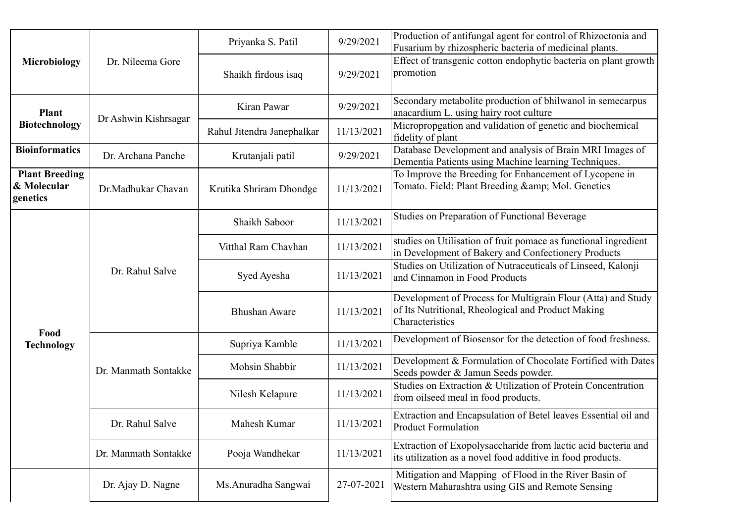| | | | | |
|---|---|---|---|---|
| **Microbiology** | Dr. Nileema Gore | Priyanka S. Patil | 9/29/2021 | Production of antifungal agent for control of Rhizoctonia and Fusarium by rhizospheric bacteria of medicinal plants. |
| | | Shaikh firdous isaq | 9/29/2021 | Effect of transgenic cotton endophytic bacteria on plant growth promotion |
| **Plant Biotechnology** | Dr Ashwin Kishrsagar | Kiran Pawar | 9/29/2021 | Secondary metabolite production of bhilwanol in semecarpus anacardium L. using hairy root culture |
| | | Rahul Jitendra Janephalkar | 11/13/2021 | Micropropgation and validation of genetic and biochemical fidelity of plant |
| **Bioinformatics** | Dr. Archana Panche | Krutanjali patil | 9/29/2021 | Database Development and analysis of Brain MRI Images of Dementia Patients using Machine learning Techniques. |
| **Plant Breeding & Molecular genetics** | Dr.Madhukar Chavan | Krutika Shriram Dhondge | 11/13/2021 | To Improve the Breeding for Enhancement of Lycopene in Tomato. Field: Plant Breeding &amp; Mol. Genetics |
| **Food Technology** | Dr. Rahul Salve | Shaikh Saboor | 11/13/2021 | Studies on Preparation of Functional Beverage |
| | | Vitthal Ram Chavhan | 11/13/2021 | studies on Utilisation of fruit pomace as functional ingredient in Development of Bakery and Confectionery Products |
| | | Syed Ayesha | 11/13/2021 | Studies on Utilization of Nutraceuticals of Linseed, Kalonji and Cinnamon in Food Products |
| | | Bhushan Aware | 11/13/2021 | Development of Process for Multigrain Flour (Atta) and Study of Its Nutritional, Rheological and Product Making Characteristics |
| | Dr. Manmath Sontakke | Supriya Kamble | 11/13/2021 | Development of Biosensor for the detection of food freshness. |
| | | Mohsin Shabbir | 11/13/2021 | Development & Formulation of Chocolate Fortified with Dates Seeds powder & Jamun Seeds powder. |
| | | Nilesh Kelapure | 11/13/2021 | Studies on Extraction & Utilization of Protein Concentration from oilseed meal in food products. |
| | Dr. Rahul Salve | Mahesh Kumar | 11/13/2021 | Extraction and Encapsulation of Betel leaves Essential oil and Product Formulation |
| | Dr. Manmath Sontakke | Pooja Wandhekar | 11/13/2021 | Extraction of Exopolysaccharide from lactic acid bacteria and its utilization as a novel food additive in food products. |
| | Dr. Ajay D. Nagne | Ms.Anuradha Sangwai | 27-07-2021 | Mitigation and Mapping of Flood in the River Basin of Western Maharashtra using GIS and Remote Sensing |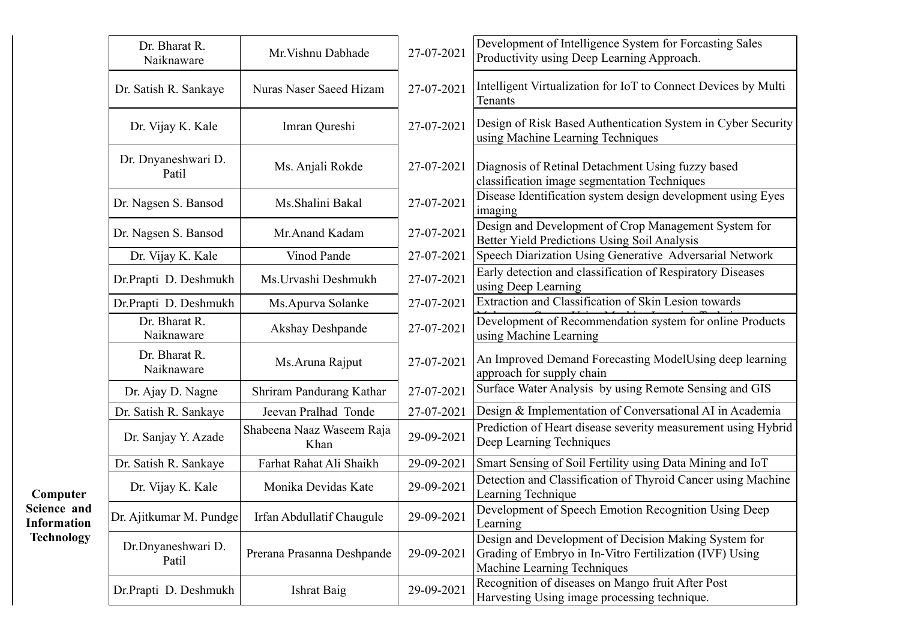| | | | | |
|---|---|---|---|---|
| | Dr. Bharat R. Naiknaware | Mr.Vishnu Dabhade | 27-07-2021 | Development of Intelligence System for Forcasting Sales Productivity using Deep Learning Approach. |
| | Dr. Satish R. Sankaye | Nuras Naser Saeed Hizam | 27-07-2021 | Intelligent Virtualization for IoT to Connect Devices by Multi Tenants |
| | Dr. Vijay K. Kale | Imran Qureshi | 27-07-2021 | Design of Risk Based Authentication System in Cyber Security using Machine Learning Techniques |
| | Dr. Dnyaneshwari D. Patil | Ms. Anjali Rokde | 27-07-2021 | Diagnosis of Retinal Detachment Using fuzzy based classification image segmentation Techniques |
| | Dr. Nagsen S. Bansod | Ms.Shalini Bakal | 27-07-2021 | Disease Identification system design development using Eyes imaging |
| | Dr. Nagsen S. Bansod | Mr.Anand Kadam | 27-07-2021 | Design and Development of Crop Management System for Better Yield Predictions Using Soil Analysis |
| | Dr. Vijay K. Kale | Vinod Pande | 27-07-2021 | Speech Diarization Using Generative Adversarial Network |
| | Dr.Prapti D. Deshmukh | Ms.Urvashi Deshmukh | 27-07-2021 | Early detection and classification of Respiratory Diseases using Deep Learning |
| | Dr.Prapti D. Deshmukh | Ms.Apurva Solanke | 27-07-2021 | Extraction and Classification of Skin Lesion towards Melanoma Cancer Using Machine Learning Techniques |
| | Dr. Bharat R. Naiknaware | Akshay Deshpande | 27-07-2021 | Development of Recommendation system for online Products using Machine Learning |
| | Dr. Bharat R. Naiknaware | Ms.Aruna Rajput | 27-07-2021 | An Improved Demand Forecasting ModelUsing deep learning approach for supply chain |
| | Dr. Ajay D. Nagne | Shriram Pandurang Kathar | 27-07-2021 | Surface Water Analysis by using Remote Sensing and GIS |
| | Dr. Satish R. Sankaye | Jeevan Pralhad Tonde | 27-07-2021 | Design & Implementation of Conversational AI in Academia |
| | Dr. Sanjay Y. Azade | Shabeena Naaz Waseem Raja Khan | 29-09-2021 | Prediction of Heart disease severity measurement using Hybrid Deep Learning Techniques |
| | Dr. Satish R. Sankaye | Farhat Rahat Ali Shaikh | 29-09-2021 | Smart Sensing of Soil Fertility using Data Mining and IoT |
| **Computer Science and Information Technology** | Dr. Vijay K. Kale | Monika Devidas Kate | 29-09-2021 | Detection and Classification of Thyroid Cancer using Machine Learning Technique |
| | Dr. Ajitkumar M. Pundge | Irfan Abdullatif Chaugule | 29-09-2021 | Development of Speech Emotion Recognition Using Deep Learning |
| | Dr.Dnyaneshwari D. Patil | Prerana Prasanna Deshpande | 29-09-2021 | Design and Development of Decision Making System for Grading of Embryo in In-Vitro Fertilization (IVF) Using Machine Learning Techniques |
| | Dr.Prapti D. Deshmukh | Ishrat Baig | 29-09-2021 | Recognition of diseases on Mango fruit After Post Harvesting Using image processing technique. |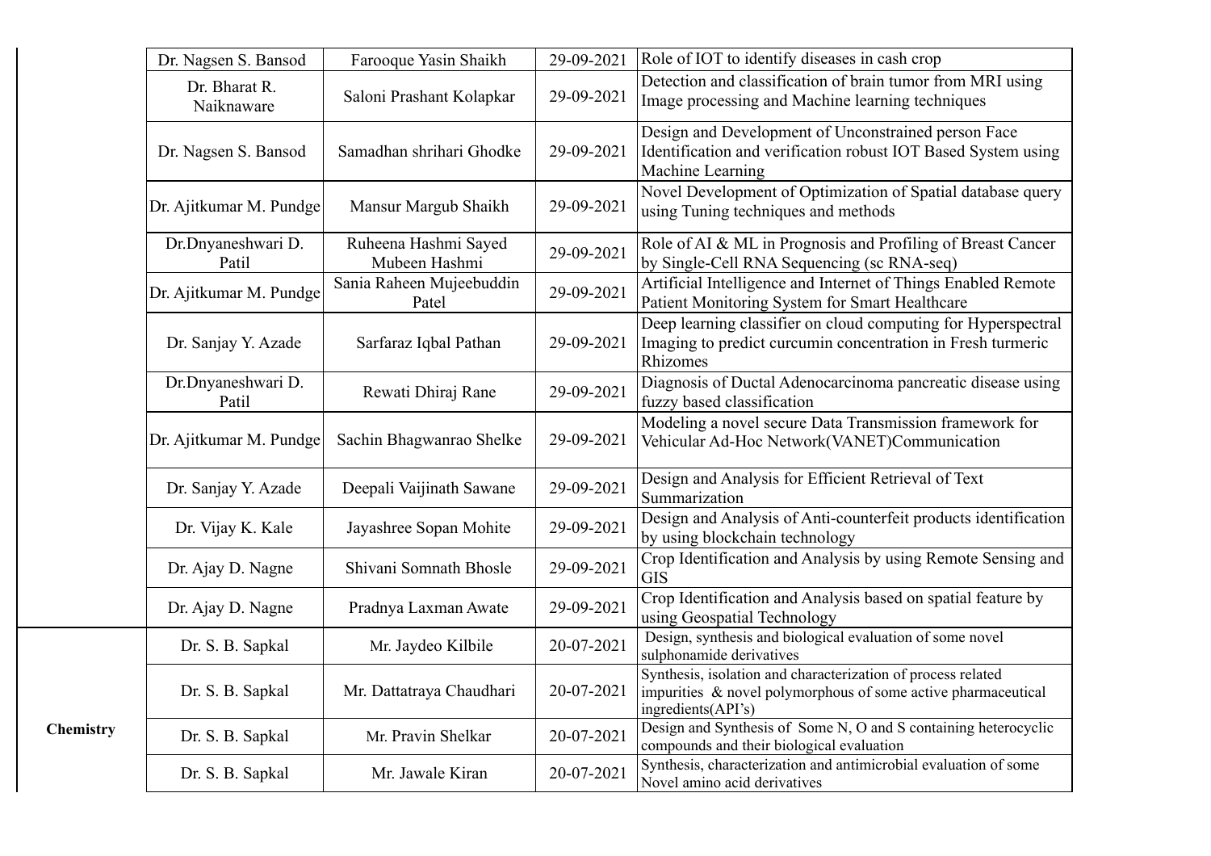| | | | | |
|---|---|---|---|---|
| | Dr. Nagsen S. Bansod | Farooque Yasin Shaikh | 29-09-2021 | Role of IOT to identify diseases in cash crop |
| | Dr. Bharat R. Naiknaware | Saloni Prashant Kolapkar | 29-09-2021 | Detection and classification of brain tumor from MRI using Image processing and Machine learning techniques |
| | Dr. Nagsen S. Bansod | Samadhan shrihari Ghodke | 29-09-2021 | Design and Development of Unconstrained person Face Identification and verification robust IOT Based System using Machine Learning |
| | Dr. Ajitkumar M. Pundge | Mansur Margub Shaikh | 29-09-2021 | Novel Development of Optimization of Spatial database query using Tuning techniques and methods |
| | Dr.Dnyaneshwari D. Patil | Ruheena Hashmi Sayed Mubeen Hashmi | 29-09-2021 | Role of AI & ML in Prognosis and Profiling of Breast Cancer by Single-Cell RNA Sequencing (sc RNA-seq) |
| | Dr. Ajitkumar M. Pundge | Sania Raheen Mujeebuddin Patel | 29-09-2021 | Artificial Intelligence and Internet of Things Enabled Remote Patient Monitoring System for Smart Healthcare |
| | Dr. Sanjay Y. Azade | Sarfaraz Iqbal Pathan | 29-09-2021 | Deep learning classifier on cloud computing for Hyperspectral Imaging to predict curcumin concentration in Fresh turmeric Rhizomes |
| | Dr.Dnyaneshwari D. Patil | Rewati Dhiraj Rane | 29-09-2021 | Diagnosis of Ductal Adenocarcinoma pancreatic disease using fuzzy based classification |
| | Dr. Ajitkumar M. Pundge | Sachin Bhagwanrao Shelke | 29-09-2021 | Modeling a novel secure Data Transmission framework for Vehicular Ad-Hoc Network(VANET)Communication |
| | Dr. Sanjay Y. Azade | Deepali Vaijinath Sawane | 29-09-2021 | Design and Analysis for Efficient Retrieval of Text Summarization |
| | Dr. Vijay K. Kale | Jayashree Sopan Mohite | 29-09-2021 | Design and Analysis of Anti-counterfeit products identification by using blockchain technology |
| | Dr. Ajay D. Nagne | Shivani Somnath Bhosle | 29-09-2021 | Crop Identification and Analysis by using Remote Sensing and GIS |
| | Dr. Ajay D. Nagne | Pradnya Laxman Awate | 29-09-2021 | Crop Identification and Analysis based on spatial feature by using Geospatial Technology |
| **Chemistry** | Dr. S. B. Sapkal | Mr. Jaydeo Kilbile | 20-07-2021 | Design, synthesis and biological evaluation of some novel sulphonamide derivatives |
| | Dr. S. B. Sapkal | Mr. Dattatraya Chaudhari | 20-07-2021 | Synthesis, isolation and characterization of process related impurities & novel polymorphous of some active pharmaceutical ingredients(API's) |
| | Dr. S. B. Sapkal | Mr. Pravin Shelkar | 20-07-2021 | Design and Synthesis of Some N, O and S containing heterocyclic compounds and their biological evaluation |
| | Dr. S. B. Sapkal | Mr. Jawale Kiran | 20-07-2021 | Synthesis, characterization and antimicrobial evaluation of some Novel amino acid derivatives |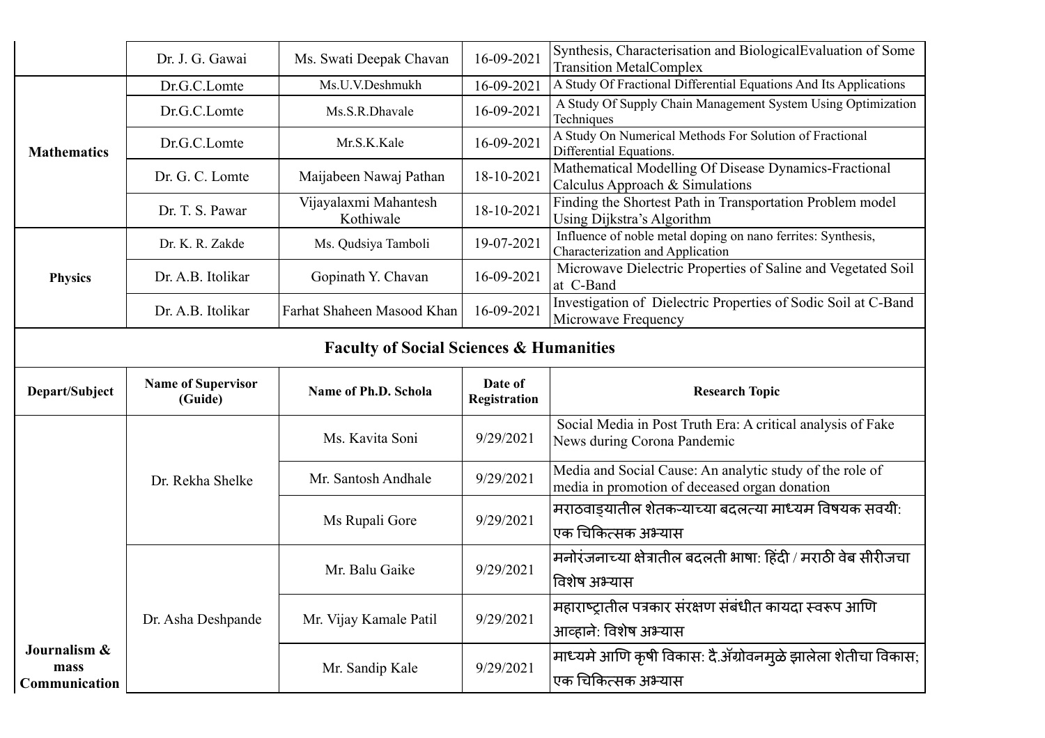| | Dr. J. G. Gawai | Ms. Swati Deepak Chavan | 16-09-2021 | Synthesis, Characterisation and BiologicalEvaluation of Some Transition MetalComplex |
|---|---|---|---|---|
| Mathematics | Dr.G.C.Lomte | Ms.U.V.Deshmukh | 16-09-2021 | A Study Of Fractional Differential Equations And Its Applications |
| | Dr.G.C.Lomte | Ms.S.R.Dhavale | 16-09-2021 | A Study Of Supply Chain Management System Using Optimization Techniques |
| | Dr.G.C.Lomte | Mr.S.K.Kale | 16-09-2021 | A Study On Numerical Methods For Solution of Fractional Differential Equations. |
| | Dr. G. C. Lomte | Maijabeen Nawaj Pathan | 18-10-2021 | Mathematical Modelling Of Disease Dynamics-Fractional Calculus Approach & Simulations |
| | Dr. T. S. Pawar | Vijayalaxmi Mahantesh Kothiwale | 18-10-2021 | Finding the Shortest Path in Transportation Problem model Using Dijkstra's Algorithm |
| Physics | Dr. K. R. Zakde | Ms. Qudsiya Tamboli | 19-07-2021 | Influence of noble metal doping on nano ferrites: Synthesis, Characterization and Application |
| | Dr. A.B. Itolikar | Gopinath Y. Chavan | 16-09-2021 | Microwave Dielectric Properties of Saline and Vegetated Soil at C-Band |
| | Dr. A.B. Itolikar | Farhat Shaheen Masood Khan | 16-09-2021 | Investigation of Dielectric Properties of Sodic Soil at C-Band Microwave Frequency |

## Faculty of Social Sciences & Humanities

| Depart/Subject | Name of Supervisor (Guide) | Name of Ph.D. Schola | Date of Registration | Research Topic |
|---|---|---|---|---|
| Journalism & mass Communication | Dr. Rekha Shelke | Ms. Kavita Soni | 9/29/2021 | Social Media in Post Truth Era: A critical analysis of Fake News during Corona Pandemic |
| | | Mr. Santosh Andhale | 9/29/2021 | Media and Social Cause: An analytic study of the role of media in promotion of deceased organ donation |
| | | Ms Rupali Gore | 9/29/2021 | मराठवाड्यातील शेतकऱ्याच्या बदलत्या माध्यम विषयक सवयी: एक चिकित्सक अभ्यास |
| | Dr. Asha Deshpande | Mr. Balu Gaike | 9/29/2021 | मनोरंजनाच्या क्षेत्रातील बदलती भाषा: हिंदी / मराठी वेब सीरीजचा विशेष अभ्यास |
| | | Mr. Vijay Kamale Patil | 9/29/2021 | महाराष्ट्रातील पत्रकार संरक्षण संबंधीत कायदा स्वरूप आणि आव्हाने: विशेष अभ्यास |
| | | Mr. Sandip Kale | 9/29/2021 | माध्यमे आणि कृषी विकास: दै.ॲग्रोवनमुळे झालेला शेतीचा विकास; एक चिकित्सक अभ्यास |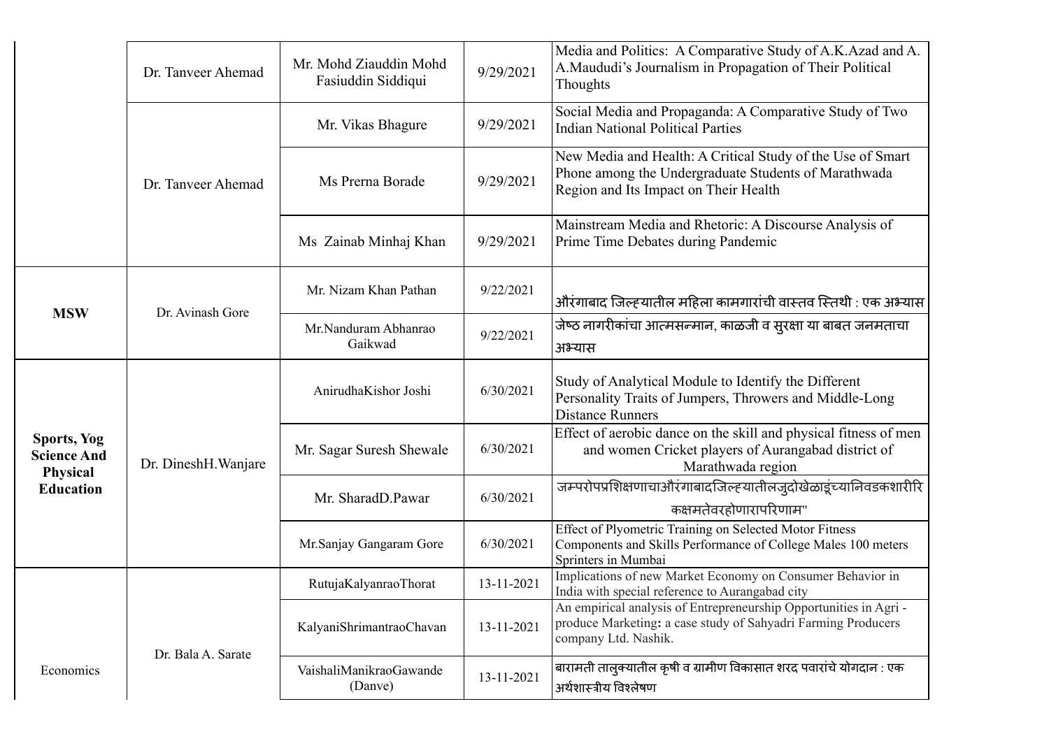| | | | | |
|---|---|---|---|---|
| | Dr. Tanveer Ahemad | Mr. Mohd Ziauddin Mohd Fasiuddin Siddiqui | 9/29/2021 | Media and Politics: A Comparative Study of A.K.Azad and A. A.Maududi's Journalism in Propagation of Their Political Thoughts |
| | Dr. Tanveer Ahemad | Mr. Vikas Bhagure | 9/29/2021 | Social Media and Propaganda: A Comparative Study of Two Indian National Political Parties |
| | | Ms Prerna Borade | 9/29/2021 | New Media and Health: A Critical Study of the Use of Smart Phone among the Undergraduate Students of Marathwada Region and Its Impact on Their Health |
| | | Ms Zainab Minhaj Khan | 9/29/2021 | Mainstream Media and Rhetoric: A Discourse Analysis of Prime Time Debates during Pandemic |
| **MSW** | Dr. Avinash Gore | Mr. Nizam Khan Pathan | 9/22/2021 | औरंगाबाद जिल्ह्यातील महिला कामगारांची वास्तव स्तिथी : एक अभ्यास |
| | | Mr.Nanduram Abhanrao Gaikwad | 9/22/2021 | जेष्ठ नागरीकांचा आत्मसन्मान, काळजी व सुरक्षा या बाबत जनमताचा अभ्यास |
| **Sports, Yog Science And Physical Education** | Dr. DineshH.Wanjare | AnirudhaKishor Joshi | 6/30/2021 | Study of Analytical Module to Identify the Different Personality Traits of Jumpers, Throwers and Middle-Long Distance Runners |
| | | Mr. Sagar Suresh Shewale | 6/30/2021 | Effect of aerobic dance on the skill and physical fitness of men and women Cricket players of Aurangabad district of Marathwada region |
| | | Mr. SharadD.Pawar | 6/30/2021 | जम्परोपप्रशिक्षणाचाऔरंगाबादजिल्ह्यातीलजुदोखेळाडूंच्यानिवडकशारीरिकक्षमतेवरहोणारापरिणाम" |
| | | Mr.Sanjay Gangaram Gore | 6/30/2021 | Effect of Plyometric Training on Selected Motor Fitness Components and Skills Performance of College Males 100 meters Sprinters in Mumbai |
| Economics | Dr. Bala A. Sarate | RutujaKalyanraoThorat | 13-11-2021 | Implications of new Market Economy on Consumer Behavior in India with special reference to Aurangabad city |
| | | KalyaniShrimantraoChavan | 13-11-2021 | An empirical analysis of Entrepreneurship Opportunities in Agri - produce Marketing**:** a case study of Sahyadri Farming Producers company Ltd. Nashik. |
| | | VaishaliManikraoGawande (Danve) | 13-11-2021 | बारामती तालुक्यातील कृषी व ग्रामीण विकासात शरद पवारांचे योगदान : एक अर्थशास्त्रीय विश्लेषण |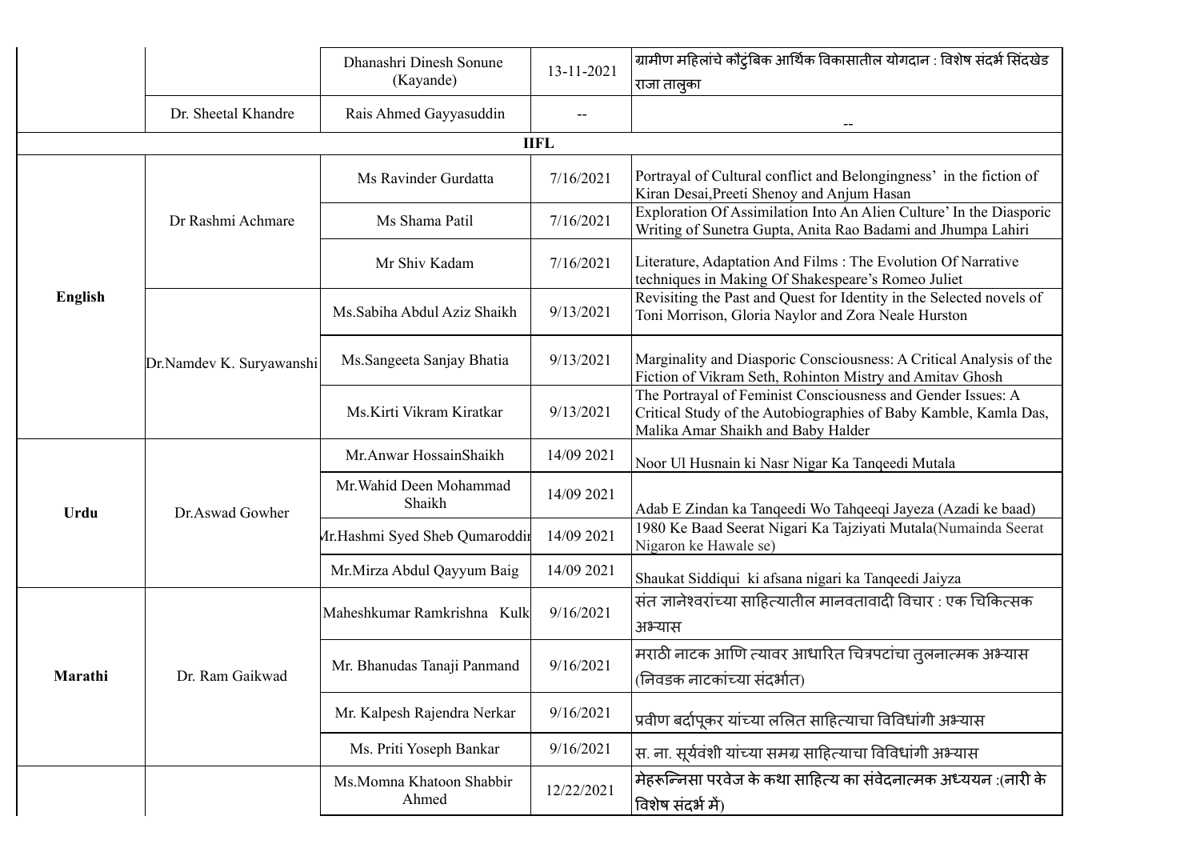| | | Dhanashri Dinesh Sonune (Kayande) | 13-11-2021 | ग्रामीण महिलांचे कौटुंबिक आर्थिक विकासातील योगदान : विशेष संदर्भ सिंदखेड राजा तालुका |
|---|---|---|---|---|
| | Dr. Sheetal Khandre | Rais Ahmed Gayyasuddin | -- | -- |
| | | **IIFL** | | |
| **English** | Dr Rashmi Achmare | Ms Ravinder Gurdatta | 7/16/2021 | Portrayal of Cultural conflict and Belongingness' in the fiction of Kiran Desai,Preeti Shenoy and Anjum Hasan |
| | | Ms Shama Patil | 7/16/2021 | Exploration Of Assimilation Into An Alien Culture' In the Diasporic Writing of Sunetra Gupta, Anita Rao Badami and Jhumpa Lahiri |
| | | Mr Shiv Kadam | 7/16/2021 | Literature, Adaptation And Films : The Evolution Of Narrative techniques in Making Of Shakespeare's Romeo Juliet |
| | Dr.Namdev K. Suryawanshi | Ms.Sabiha Abdul Aziz Shaikh | 9/13/2021 | Revisiting the Past and Quest for Identity in the Selected novels of Toni Morrison, Gloria Naylor and Zora Neale Hurston |
| | | Ms.Sangeeta Sanjay Bhatia | 9/13/2021 | Marginality and Diasporic Consciousness: A Critical Analysis of the Fiction of Vikram Seth, Rohinton Mistry and Amitav Ghosh |
| | | Ms.Kirti Vikram Kiratkar | 9/13/2021 | The Portrayal of Feminist Consciousness and Gender Issues: A Critical Study of the Autobiographies of Baby Kamble, Kamla Das, Malika Amar Shaikh and Baby Halder |
| **Urdu** | Dr.Aswad Gowher | Mr.Anwar HossainShaikh | 14/09 2021 | Noor Ul Husnain ki Nasr Nigar Ka Tanqeedi Mutala |
| | | Mr.Wahid Deen Mohammad Shaikh | 14/09 2021 | Adab E Zindan ka Tanqeedi Wo Tahqeeqi Jayeza (Azadi ke baad) |
| | | Mr.Hashmi Syed Sheb Qumaroddin | 14/09 2021 | 1980 Ke Baad Seerat Nigari Ka Tajziyati Mutala(Numainda Seerat Nigaron ke Hawale se) |
| | | Mr.Mirza Abdul Qayyum Baig | 14/09 2021 | Shaukat Siddiqui ki afsana nigari ka Tanqeedi Jaiyza |
| **Marathi** | Dr. Ram Gaikwad | Maheshkumar Ramkrishna Kulk | 9/16/2021 | संत ज्ञानेश्वरांच्या साहित्यातील मानवतावादी विचार : एक चिकित्सक अभ्यास |
| | | Mr. Bhanudas Tanaji Panmand | 9/16/2021 | मराठी नाटक आणि त्यावर आधारित चित्रपटांचा तुलनात्मक अभ्यास (निवडक नाटकांच्या संदर्भात) |
| | | Mr. Kalpesh Rajendra Nerkar | 9/16/2021 | प्रवीण बर्दापूकर यांच्या ललित साहित्याचा विविधांगी अभ्यास |
| | | Ms. Priti Yoseph Bankar | 9/16/2021 | स. ना. सूर्यवंशी यांच्या समग्र साहित्याचा विविधांगी अभ्यास |
| | | Ms.Momna Khatoon Shabbir Ahmed | 12/22/2021 | मेहरून्निसा परवेज के कथा साहित्य का संवेदनात्मक अध्ययन :(नारी के विशेष संदर्भ में) |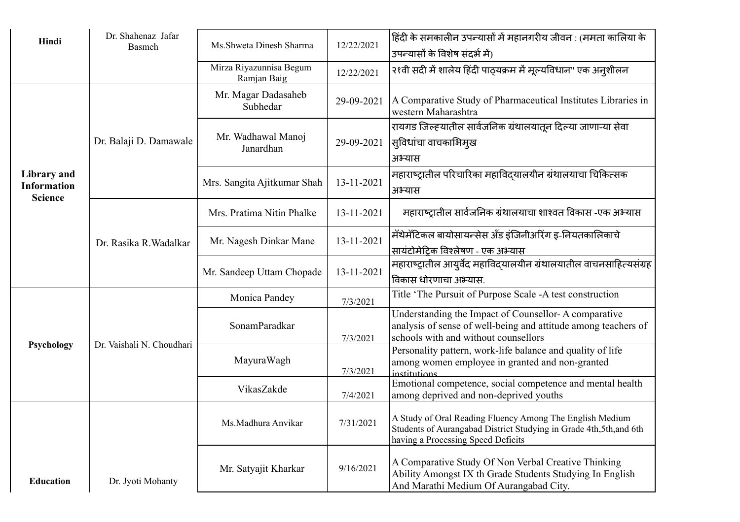| Hindi | Dr. Shahenaz Jafar Basmeh | Ms.Shweta Dinesh Sharma | 12/22/2021 | हिंदी के समकालीन उपन्यासों में महानगरीय जीवन : (ममता कालिया के उपन्यासों के विशेष संदर्भ में) |
|---|---|---|---|---|
| | | Mirza Riyazunnisa Begum Ramjan Baig | 12/22/2021 | २१वी सदी में शालेय हिंदी पाठ्यक्रम में मूल्यविधान" एक अनुशीलन |
| Library and Information Science | Dr. Balaji D. Damawale | Mr. Magar Dadasaheb Subhedar | 29-09-2021 | A Comparative Study of Pharmaceutical Institutes Libraries in western Maharashtra |
| | | Mr. Wadhawal Manoj Janardhan | 29-09-2021 | रायगड जिल्ह्यातील सार्वजनिक ग्रंथालयातून दिल्या जाणाऱ्या सेवा सुविधांचा वाचकाभिमुख अभ्यास |
| | | Mrs. Sangita Ajitkumar Shah | 13-11-2021 | महाराष्ट्रातील परिचारिका महाविद्यालयीन ग्रंथालयाचा चिकित्सक अभ्यास |
| | Dr. Rasika R.Wadalkar | Mrs. Pratima Nitin Phalke | 13-11-2021 | महाराष्ट्रातील सार्वजनिक ग्रंथालयाचा शाश्वत विकास -एक अभ्यास |
| | | Mr. Nagesh Dinkar Mane | 13-11-2021 | मॅथेमॅटिकल बायोसायन्सेस अँड इंजिनीअरिंग इ-नियतकालिकाचे सायंटोमेट्रिक विश्लेषण - एक अभ्यास |
| | | Mr. Sandeep Uttam Chopade | 13-11-2021 | महाराष्ट्रातील आयुर्वेद महाविद्यालयीन ग्रंथालयातील वाचनसाहित्यसंग्रह विकास धोरणाचा अभ्यास. |
| Psychology | Dr. Vaishali N. Choudhari | Monica Pandey | 7/3/2021 | Title 'The Pursuit of Purpose Scale -A test construction |
| | | SonamParadkar | 7/3/2021 | Understanding the Impact of Counsellor- A comparative analysis of sense of well-being and attitude among teachers of schools with and without counsellors |
| | | MayuraWagh | 7/3/2021 | Personality pattern, work-life balance and quality of life among women employee in granted and non-granted institutions |
| | | VikasZakde | 7/4/2021 | Emotional competence, social competence and mental health among deprived and non-deprived youths |
| Education | Dr. Jyoti Mohanty | Ms.Madhura Anvikar | 7/31/2021 | A Study of Oral Reading Fluency Among The English Medium Students of Aurangabad District Studying in Grade 4th,5th,and 6th having a Processing Speed Deficits |
| | | Mr. Satyajit Kharkar | 9/16/2021 | A Comparative Study Of Non Verbal Creative Thinking Ability Amongst IX th Grade Students Studying In English And Marathi Medium Of Aurangabad City. |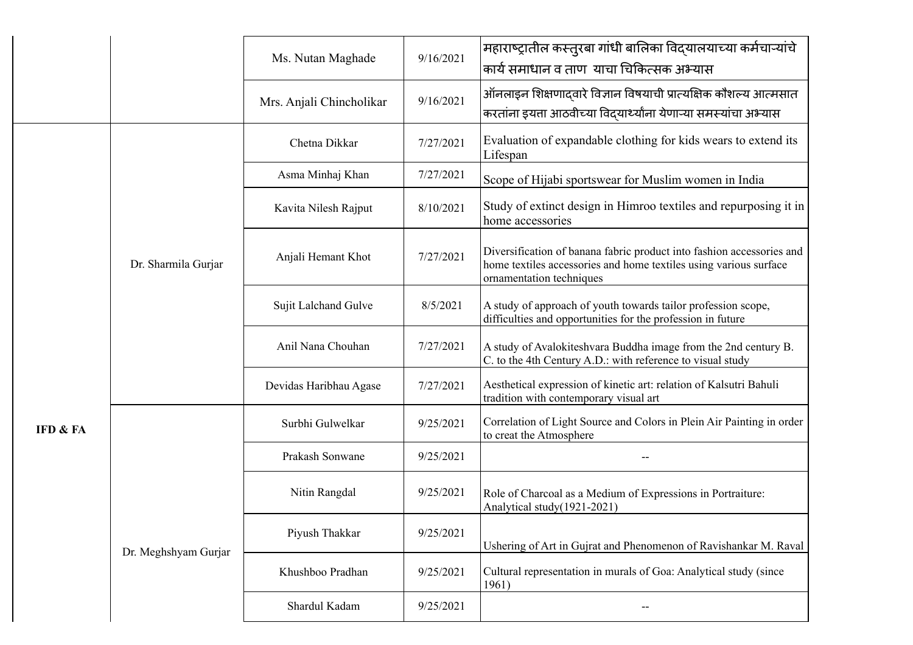|  |  | Ms. Nutan Maghade | 9/16/2021 | महाराष्ट्रातील कस्तुरबा गांधी बालिका विद्यालयाच्या कर्मचाऱ्यांचे कार्य समाधान व ताण याचा चिकित्सक अभ्यास |
|---|---|---|---|---|
|  |  | Mrs. Anjali Chincholikar | 9/16/2021 | ऑनलाइन शिक्षणाद्वारे विज्ञान विषयाची प्रात्यक्षिक कौशल्य आत्मसात करतांना इयत्ता आठवीच्या विद्यार्थ्यांना येणाऱ्या समस्यांचा अभ्यास |
| IFD & FA | Dr. Sharmila Gurjar | Chetna Dikkar | 7/27/2021 | Evaluation of expandable clothing for kids wears to extend its Lifespan |
|  |  | Asma Minhaj Khan | 7/27/2021 | Scope of Hijabi sportswear for Muslim women in India |
|  |  | Kavita Nilesh Rajput | 8/10/2021 | Study of extinct design in Himroo textiles and repurposing it in home accessories |
|  |  | Anjali Hemant Khot | 7/27/2021 | Diversification of banana fabric product into fashion accessories and home textiles accessories and home textiles using various surface ornamentation techniques |
|  |  | Sujit Lalchand Gulve | 8/5/2021 | A study of approach of youth towards tailor profession scope, difficulties and opportunities for the profession in future |
|  |  | Anil Nana Chouhan | 7/27/2021 | A study of Avalokiteshvara Buddha image from the 2nd century B. C. to the 4th Century A.D.: with reference to visual study |
|  |  | Devidas Haribhau Agase | 7/27/2021 | Aesthetical expression of kinetic art: relation of Kalsutri Bahuli tradition with contemporary visual art |
|  | Dr. Meghshyam Gurjar | Surbhi Gulwelkar | 9/25/2021 | Correlation of Light Source and Colors in Plein Air Painting in order to creat the Atmosphere |
|  |  | Prakash Sonwane | 9/25/2021 | -- |
|  |  | Nitin Rangdal | 9/25/2021 | Role of Charcoal as a Medium of Expressions in Portraiture: Analytical study(1921-2021) |
|  |  | Piyush Thakkar | 9/25/2021 | Ushering of Art in Gujrat and Phenomenon of Ravishankar M. Raval |
|  |  | Khushboo Pradhan | 9/25/2021 | Cultural representation in murals of Goa: Analytical study (since 1961) |
|  |  | Shardul Kadam | 9/25/2021 | -- |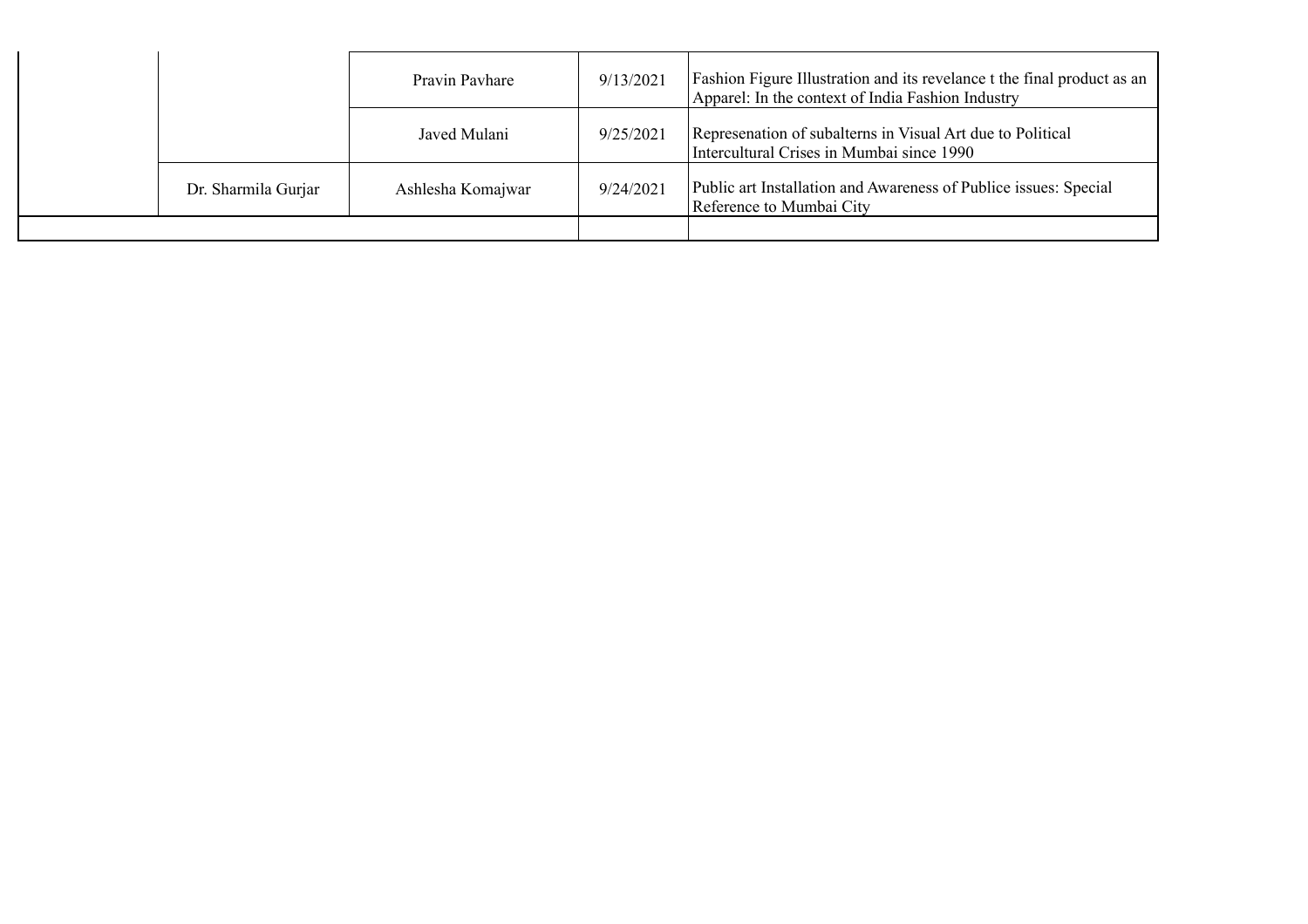| | | | | |
|---|---|---|---|---|
| | | Pravin Pavhare | 9/13/2021 | Fashion Figure Illustration and its revelance t the final product as an Apparel: In the context of India Fashion Industry |
| | | Javed Mulani | 9/25/2021 | Represenation of subalterns in Visual Art due to Political Intercultural Crises in Mumbai since 1990 |
| | Dr. Sharmila Gurjar | Ashlesha Komajwar | 9/24/2021 | Public art Installation and Awareness of Publice issues: Special Reference to Mumbai City |
| | | | | |